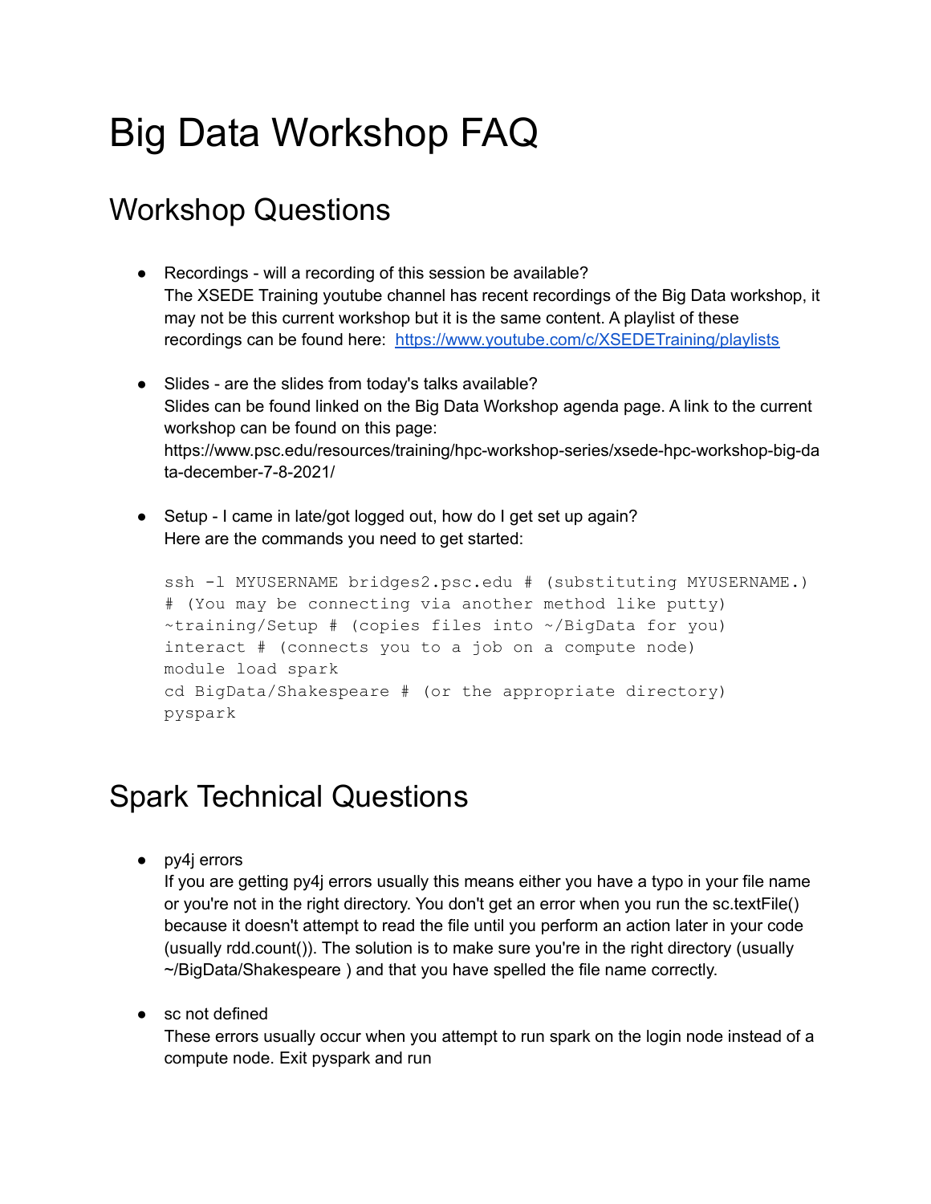# Big Data Workshop FAQ

## Workshop Questions

- Recordings - will a recording of this session be available?
  The XSEDE Training youtube channel has recent recordings of the Big Data workshop, it may not be this current workshop but it is the same content. A playlist of these recordings can be found here: [https://www.youtube.com/c/XSEDETraining/playlists](https://www.youtube.com/c/XSEDETraining/playlists)

- Slides - are the slides from today's talks available?
  Slides can be found linked on the Big Data Workshop agenda page. A link to the current workshop can be found on this page:
  https://www.psc.edu/resources/training/hpc-workshop-series/xsede-hpc-workshop-big-data-december-7-8-2021/

- Setup - I came in late/got logged out, how do I get set up again?
  Here are the commands you need to get started:

```
ssh -l MYUSERNAME bridges2.psc.edu # (substituting MYUSERNAME.)
# (You may be connecting via another method like putty)
~training/Setup # (copies files into ~/BigData for you)
interact # (connects you to a job on a compute node)
module load spark
cd BigData/Shakespeare # (or the appropriate directory)
pyspark
```

## Spark Technical Questions

- py4j errors
  If you are getting py4j errors usually this means either you have a typo in your file name or you're not in the right directory. You don't get an error when you run the sc.textFile() because it doesn't attempt to read the file until you perform an action later in your code (usually rdd.count()). The solution is to make sure you're in the right directory (usually ~/BigData/Shakespeare ) and that you have spelled the file name correctly.

- sc not defined
  These errors usually occur when you attempt to run spark on the login node instead of a compute node. Exit pyspark and run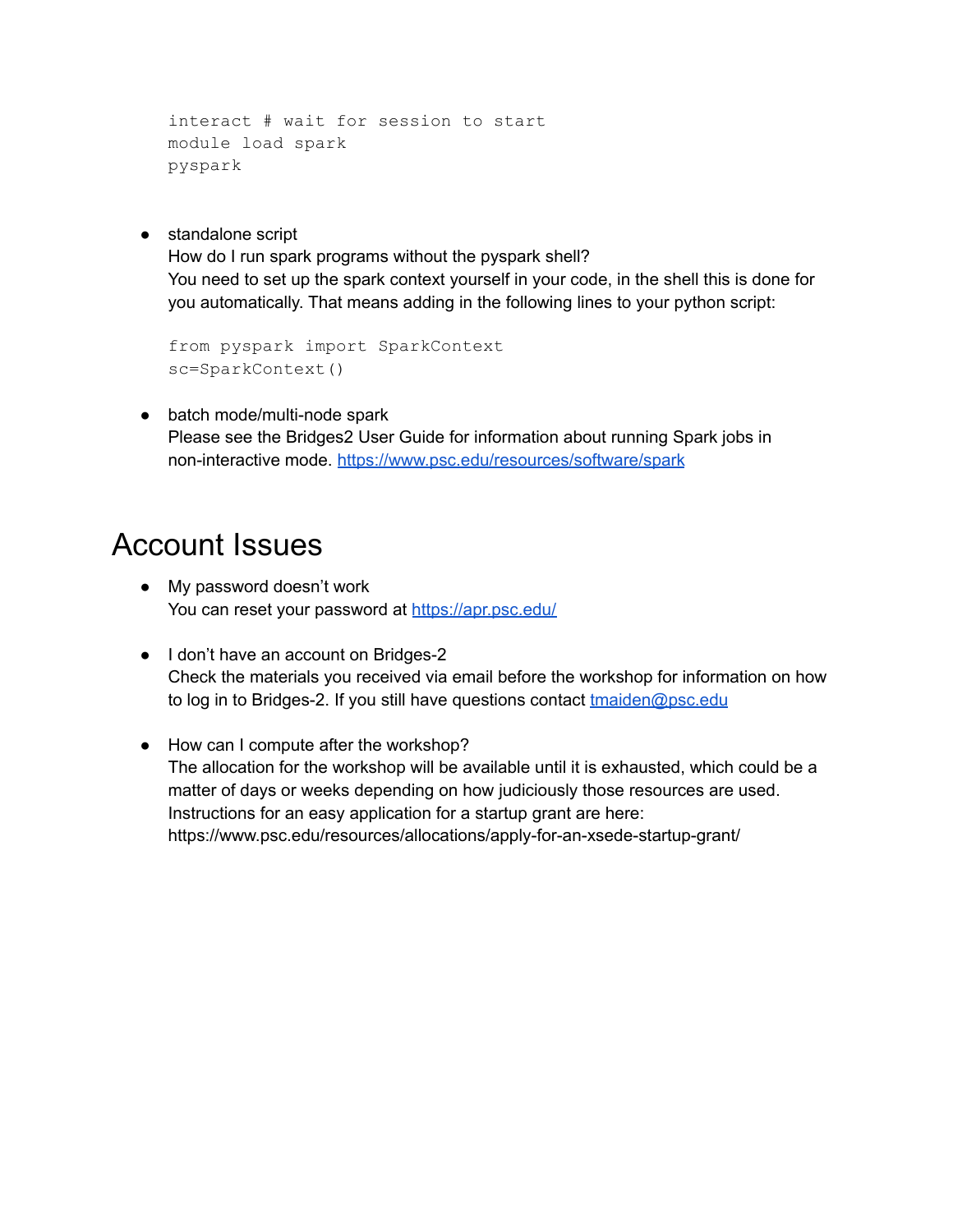```
interact # wait for session to start
module load spark
pyspark
```

- standalone script
  How do I run spark programs without the pyspark shell?
  You need to set up the spark context yourself in your code, in the shell this is done for you automatically. That means adding in the following lines to your python script:

  ```
  from pyspark import SparkContext
  sc=SparkContext()
  ```

- batch mode/multi-node spark
  Please see the Bridges2 User Guide for information about running Spark jobs in non-interactive mode. https://www.psc.edu/resources/software/spark

# Account Issues

- My password doesn't work
  You can reset your password at https://apr.psc.edu/

- I don't have an account on Bridges-2
  Check the materials you received via email before the workshop for information on how to log in to Bridges-2. If you still have questions contact tmaiden@psc.edu

- How can I compute after the workshop?
  The allocation for the workshop will be available until it is exhausted, which could be a matter of days or weeks depending on how judiciously those resources are used. Instructions for an easy application for a startup grant are here:
  https://www.psc.edu/resources/allocations/apply-for-an-xsede-startup-grant/